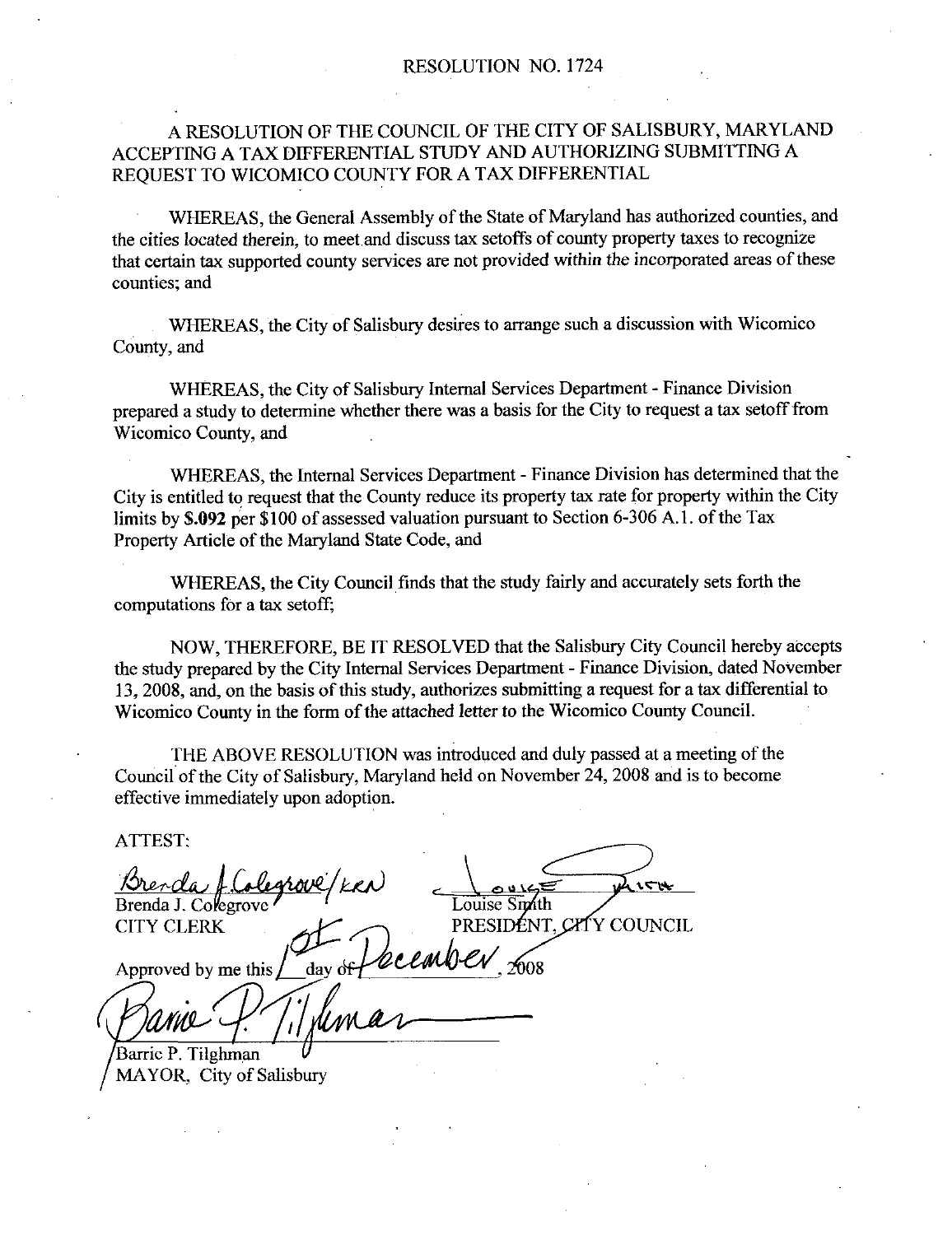# RESOLUTION NO. 1724

## A RESOLUTION OF THE COUNCIL OF THE CITY OF SALISBURY, MARYLAND ACCEPTING A TAX DIFFERENTIAL STUDY AND AUTHORIZING SUBMITTING A REQUEST TO WICOMICO COUNTY FOR A TAX DIFFERENTIAL

WHEREAS, the General Assembly of the State of Maryland has authorized counties, and the cities located therein, to meet and discuss tax setoffs of county property taxes to recognize that certain tax supported county services are not provided within the incorporated areas of these counties; and

WHEREAS, the City of Salisbury desires to arrange such a discussion with Wicomico County, and

WHEREAS, the City of Salisbury Internal Services Department - Finance Division prepared a study to determine whether there was a basis for the City to request a tax setoff from Wicomico County, and

WHEREAS, the Internal Services Department - Finance Division has determined that the City is entitled to request that the County reduce its property tax rate for property within the City limits by **$.092** per $100 of assessed valuation pursuant to Section 6-306 A.1. of the Tax Property Article of the Maryland State Code, and

WHEREAS, the City Council finds that the study fairly and accurately sets forth the computations for a tax setoff;

NOW, THEREFORE, BE IT RESOLVED that the Salisbury City Council hereby accepts the study prepared by the City Internal Services Department - Finance Division, dated November 13, 2008, and, on the basis of this study, authorizes submitting a request for a tax differential to Wicomico County in the form of the attached letter to the Wicomico County Council.

THE ABOVE RESOLUTION was introduced and duly passed at a meeting of the Council of the City of Salisbury, Maryland held on November 24, 2008 and is to become effective immediately upon adoption.

ATTEST:

Brenda J. Colegrove/KRN
Brenda J. Colegrove
CITY CLERK

Louise Smith
Louise Smith
PRESIDENT, CITY COUNCIL

Approved by me this 1st day of December, 2008

Barrie P. Tilghman
Barrie P. Tilghman
MAYOR, City of Salisbury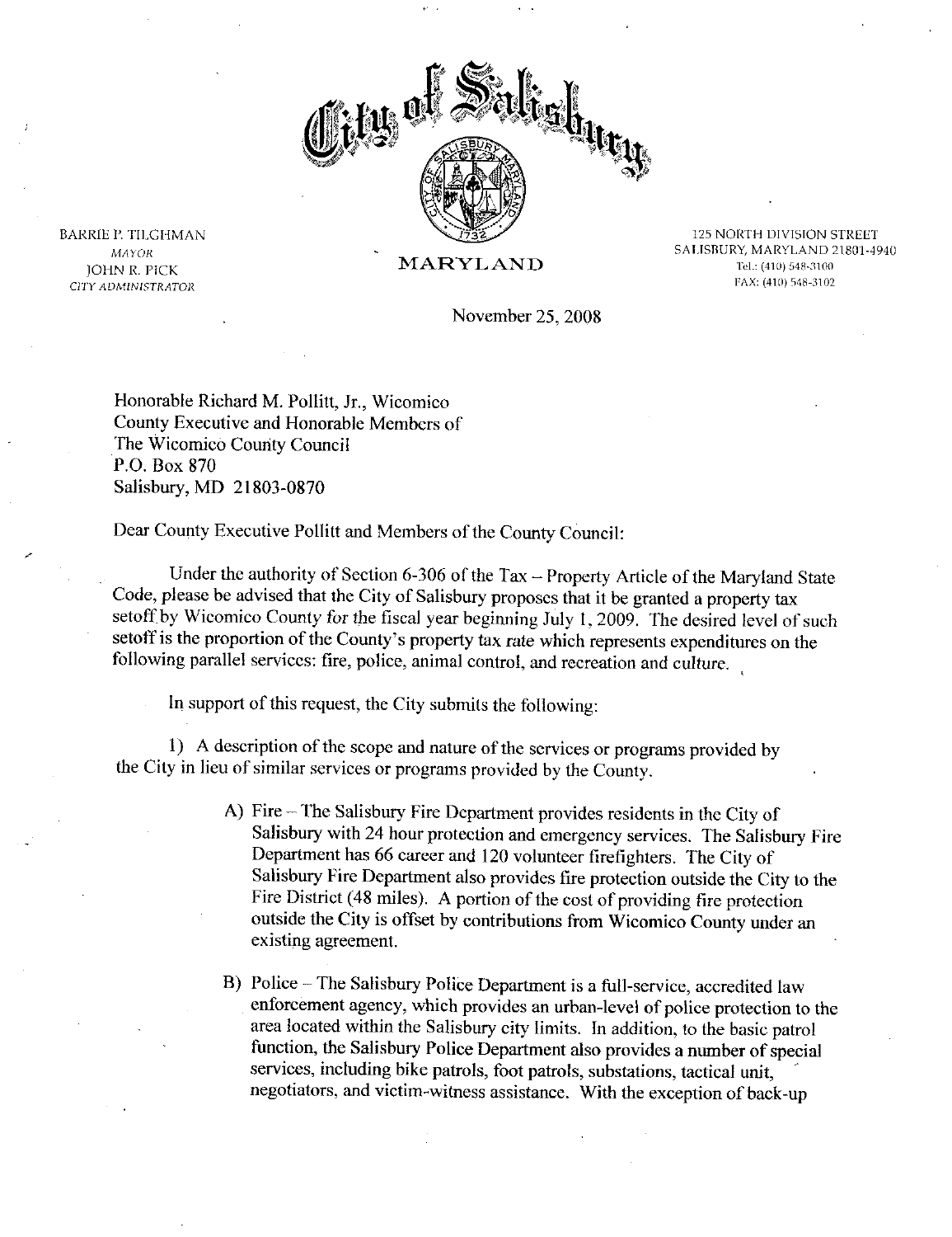# City of Salisbury

MARYLAND

BARRIE P. TILGHMAN
*MAYOR*
JOHN R. PICK
*CITY ADMINISTRATOR*

125 NORTH DIVISION STREET
SALISBURY, MARYLAND 21801-4940
Tel.: (410) 548-3100
FAX: (410) 548-3102

November 25, 2008

Honorable Richard M. Pollitt, Jr., Wicomico
County Executive and Honorable Members of
The Wicomico County Council
P.O. Box 870
Salisbury, MD 21803-0870

Dear County Executive Pollitt and Members of the County Council:

Under the authority of Section 6-306 of the Tax – Property Article of the Maryland State Code, please be advised that the City of Salisbury proposes that it be granted a property tax setoff by Wicomico County for the fiscal year beginning July 1, 2009. The desired level of such setoff is the proportion of the County's property tax rate which represents expenditures on the following parallel services: fire, police, animal control, and recreation and culture.

In support of this request, the City submits the following:

1) A description of the scope and nature of the services or programs provided by the City in lieu of similar services or programs provided by the County.

A) Fire – The Salisbury Fire Department provides residents in the City of Salisbury with 24 hour protection and emergency services. The Salisbury Fire Department has 66 career and 120 volunteer firefighters. The City of Salisbury Fire Department also provides fire protection outside the City to the Fire District (48 miles). A portion of the cost of providing fire protection outside the City is offset by contributions from Wicomico County under an existing agreement.

B) Police – The Salisbury Police Department is a full-service, accredited law enforcement agency, which provides an urban-level of police protection to the area located within the Salisbury city limits. In addition, to the basic patrol function, the Salisbury Police Department also provides a number of special services, including bike patrols, foot patrols, substations, tactical unit, negotiators, and victim-witness assistance. With the exception of back-up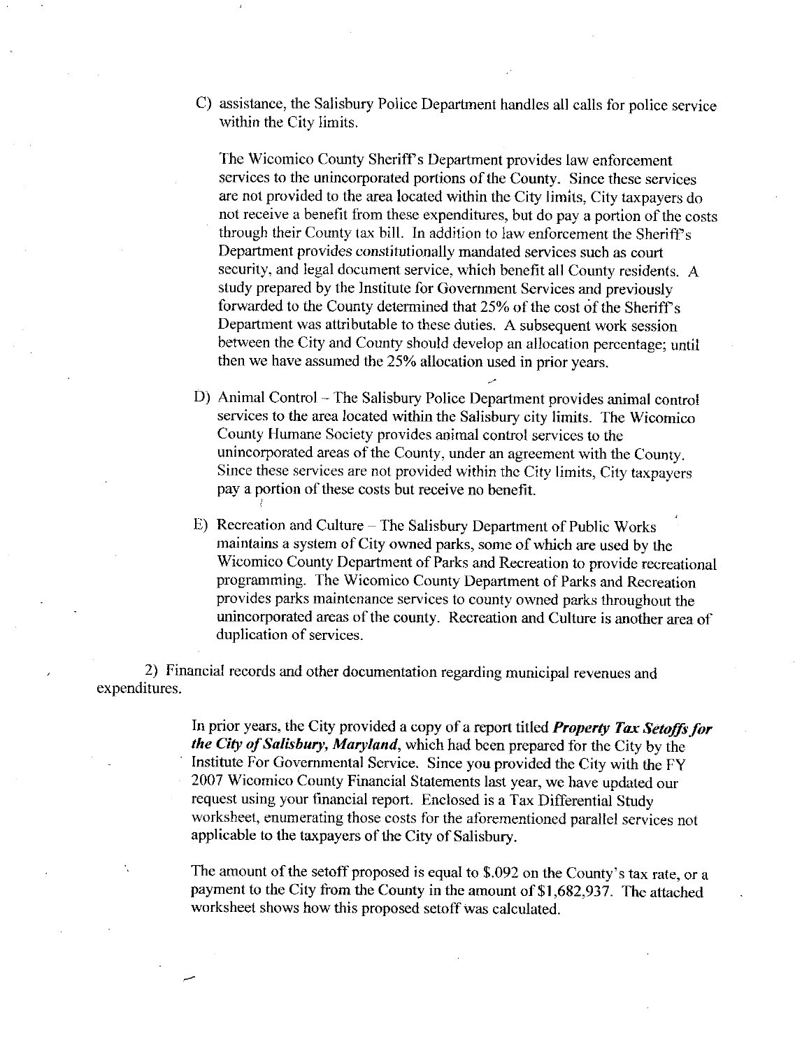C) assistance, the Salisbury Police Department handles all calls for police service within the City limits.

The Wicomico County Sheriff's Department provides law enforcement services to the unincorporated portions of the County. Since these services are not provided to the area located within the City limits, City taxpayers do not receive a benefit from these expenditures, but do pay a portion of the costs through their County tax bill. In addition to law enforcement the Sheriff's Department provides constitutionally mandated services such as court security, and legal document service, which benefit all County residents. A study prepared by the Institute for Government Services and previously forwarded to the County determined that 25% of the cost of the Sheriff's Department was attributable to these duties. A subsequent work session between the City and County should develop an allocation percentage; until then we have assumed the 25% allocation used in prior years.

D) Animal Control – The Salisbury Police Department provides animal control services to the area located within the Salisbury city limits. The Wicomico County Humane Society provides animal control services to the unincorporated areas of the County, under an agreement with the County. Since these services are not provided within the City limits, City taxpayers pay a portion of these costs but receive no benefit.

E) Recreation and Culture – The Salisbury Department of Public Works maintains a system of City owned parks, some of which are used by the Wicomico County Department of Parks and Recreation to provide recreational programming. The Wicomico County Department of Parks and Recreation provides parks maintenance services to county owned parks throughout the unincorporated areas of the county. Recreation and Culture is another area of duplication of services.

2) Financial records and other documentation regarding municipal revenues and expenditures.

In prior years, the City provided a copy of a report titled ***Property Tax Setoffs for the City of Salisbury, Maryland***, which had been prepared for the City by the Institute For Governmental Service. Since you provided the City with the FY 2007 Wicomico County Financial Statements last year, we have updated our request using your financial report. Enclosed is a Tax Differential Study worksheet, enumerating those costs for the aforementioned parallel services not applicable to the taxpayers of the City of Salisbury.

The amount of the setoff proposed is equal to $.092 on the County's tax rate, or a payment to the City from the County in the amount of $1,682,937. The attached worksheet shows how this proposed setoff was calculated.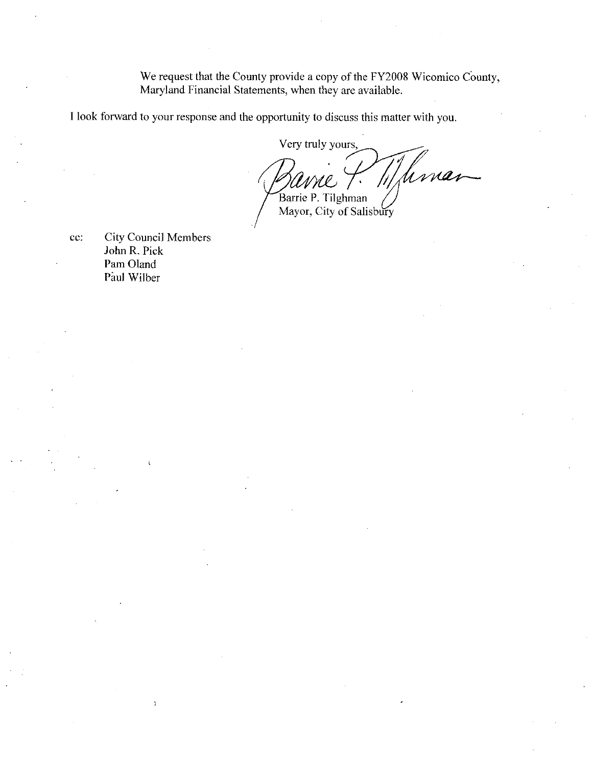We request that the County provide a copy of the FY2008 Wicomico County, Maryland Financial Statements, when they are available.

I look forward to your response and the opportunity to discuss this matter with you.

Very truly yours,

Barrie P. Tilghman
Mayor, City of Salisbury

cc: City Council Members
John R. Pick
Pam Oland
Paul Wilber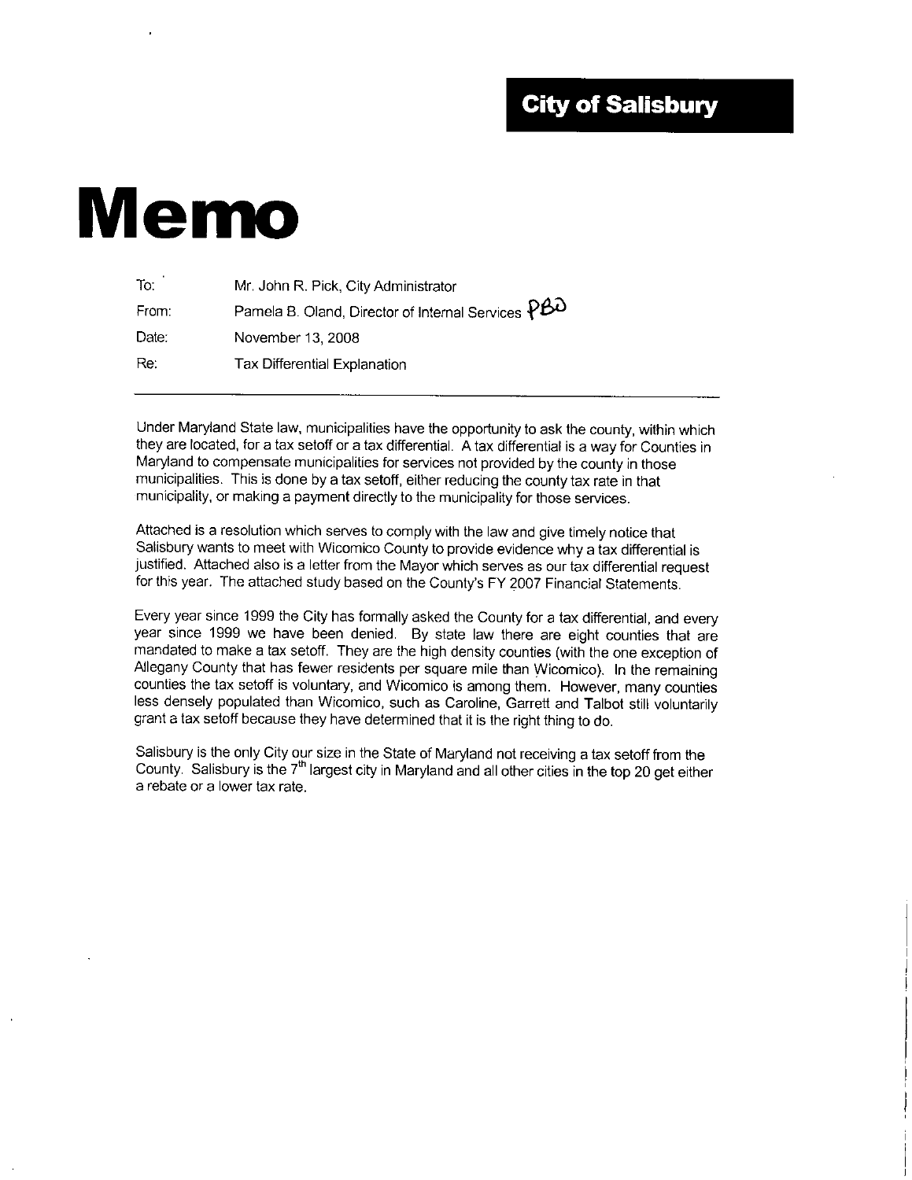**City of Salisbury**

# Memo

To: Mr. John R. Pick, City Administrator

From: Pamela B. Oland, Director of Internal Services PBO

Date: November 13, 2008

Re: Tax Differential Explanation

---

Under Maryland State law, municipalities have the opportunity to ask the county, within which they are located, for a tax setoff or a tax differential. A tax differential is a way for Counties in Maryland to compensate municipalities for services not provided by the county in those municipalities. This is done by a tax setoff, either reducing the county tax rate in that municipality, or making a payment directly to the municipality for those services.

Attached is a resolution which serves to comply with the law and give timely notice that Salisbury wants to meet with Wicomico County to provide evidence why a tax differential is justified. Attached also is a letter from the Mayor which serves as our tax differential request for this year. The attached study based on the County's FY 2007 Financial Statements.

Every year since 1999 the City has formally asked the County for a tax differential, and every year since 1999 we have been denied. By state law there are eight counties that are mandated to make a tax setoff. They are the high density counties (with the one exception of Allegany County that has fewer residents per square mile than Wicomico). In the remaining counties the tax setoff is voluntary, and Wicomico is among them. However, many counties less densely populated than Wicomico, such as Caroline, Garrett and Talbot still voluntarily grant a tax setoff because they have determined that it is the right thing to do.

Salisbury is the only City our size in the State of Maryland not receiving a tax setoff from the County. Salisbury is the 7th largest city in Maryland and all other cities in the top 20 get either a rebate or a lower tax rate.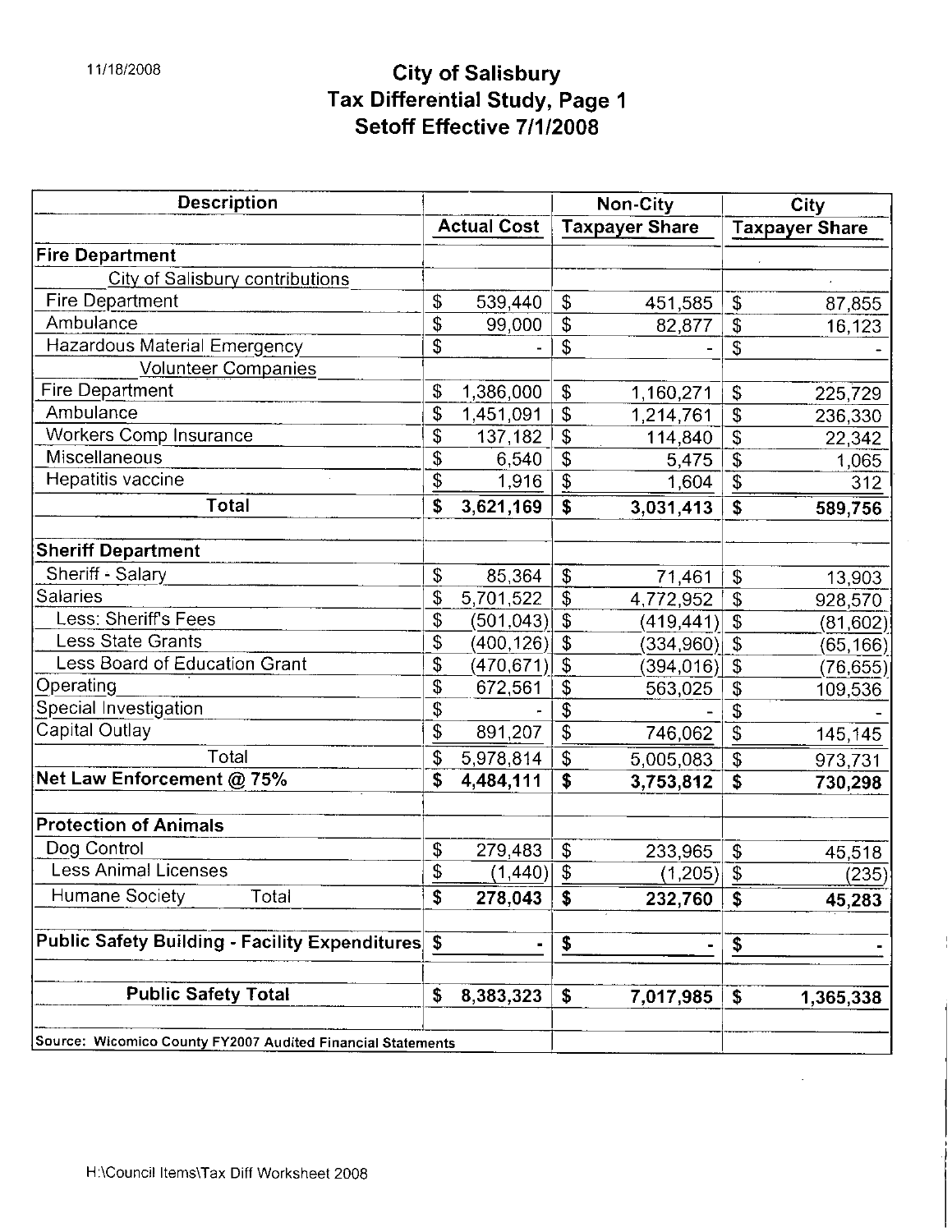11/18/2008

# City of Salisbury
## Tax Differential Study, Page 1
## Setoff Effective 7/1/2008

| Description | Actual Cost | Non-City Taxpayer Share | City Taxpayer Share |
|---|---|---|---|
| **Fire Department** | | | |
| City of Salisbury contributions | | | |
| Fire Department | $ 539,440 | $ 451,585 | $ 87,855 |
| Ambulance | $ 99,000 | $ 82,877 | $ 16,123 |
| Hazardous Material Emergency | $ - | $ - | $ - |
| Volunteer Companies | | | |
| Fire Department | $ 1,386,000 | $ 1,160,271 | $ 225,729 |
| Ambulance | $ 1,451,091 | $ 1,214,761 | $ 236,330 |
| Workers Comp Insurance | $ 137,182 | $ 114,840 | $ 22,342 |
| Miscellaneous | $ 6,540 | $ 5,475 | $ 1,065 |
| Hepatitis vaccine | $ 1,916 | $ 1,604 | $ 312 |
| **Total** | **$ 3,621,169** | **$ 3,031,413** | **$ 589,756** |
| **Sheriff Department** | | | |
| Sheriff - Salary | $ 85,364 | $ 71,461 | $ 13,903 |
| Salaries | $ 5,701,522 | $ 4,772,952 | $ 928,570 |
| Less: Sheriff's Fees | $ (501,043) | $ (419,441) | $ (81,602) |
| Less State Grants | $ (400,126) | $ (334,960) | $ (65,166) |
| Less Board of Education Grant | $ (470,671) | $ (394,016) | $ (76,655) |
| Operating | $ 672,561 | $ 563,025 | $ 109,536 |
| Special Investigation | $ - | $ - | $ - |
| Capital Outlay | $ 891,207 | $ 746,062 | $ 145,145 |
| Total | $ 5,978,814 | $ 5,005,083 | $ 973,731 |
| **Net Law Enforcement @ 75%** | **$ 4,484,111** | **$ 3,753,812** | **$ 730,298** |
| **Protection of Animals** | | | |
| Dog Control | $ 279,483 | $ 233,965 | $ 45,518 |
| Less Animal Licenses | $ (1,440) | $ (1,205) | $ (235) |
| Humane Society Total | **$ 278,043** | **$ 232,760** | **$ 45,283** |
| **Public Safety Building - Facility Expenditures** | **$ -** | **$ -** | **$ -** |
| **Public Safety Total** | **$ 8,383,323** | **$ 7,017,985** | **$ 1,365,338** |

Source: Wicomico County FY2007 Audited Financial Statements

H:\Council Items\Tax Diff Worksheet 2008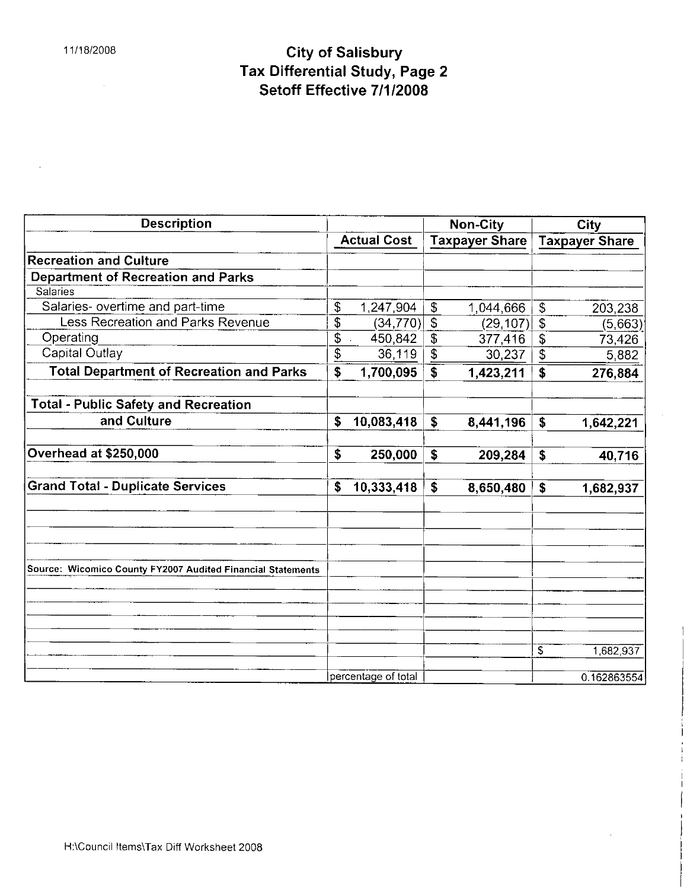# City of Salisbury
## Tax Differential Study, Page 2
## Setoff Effective 7/1/2008

| Description | Actual Cost | Non-City Taxpayer Share | City Taxpayer Share |
|---|---|---|---|
| **Recreation and Culture** | | | |
| **Department of Recreation and Parks** | | | |
| Salaries | | | |
| Salaries- overtime and part-time | $ 1,247,904 | $ 1,044,666 | $ 203,238 |
| Less Recreation and Parks Revenue | $ (34,770) | $ (29,107) | $ (5,663) |
| Operating | $ 450,842 | $ 377,416 | $ 73,426 |
| Capital Outlay | $ 36,119 | $ 30,237 | $ 5,882 |
| **Total Department of Recreation and Parks** | **$ 1,700,095** | **$ 1,423,211** | **$ 276,884** |
| **Total - Public Safety and Recreation and Culture** | **$ 10,083,418** | **$ 8,441,196** | **$ 1,642,221** |
| **Overhead at $250,000** | **$ 250,000** | **$ 209,284** | **$ 40,716** |
| **Grand Total - Duplicate Services** | **$ 10,333,418** | **$ 8,650,480** | **$ 1,682,937** |
| Source: Wicomico County FY2007 Audited Financial Statements | | | |
| | | | $ 1,682,937 |
| | percentage of total | | 0.162863554 |

H:\Council Items\Tax Diff Worksheet 2008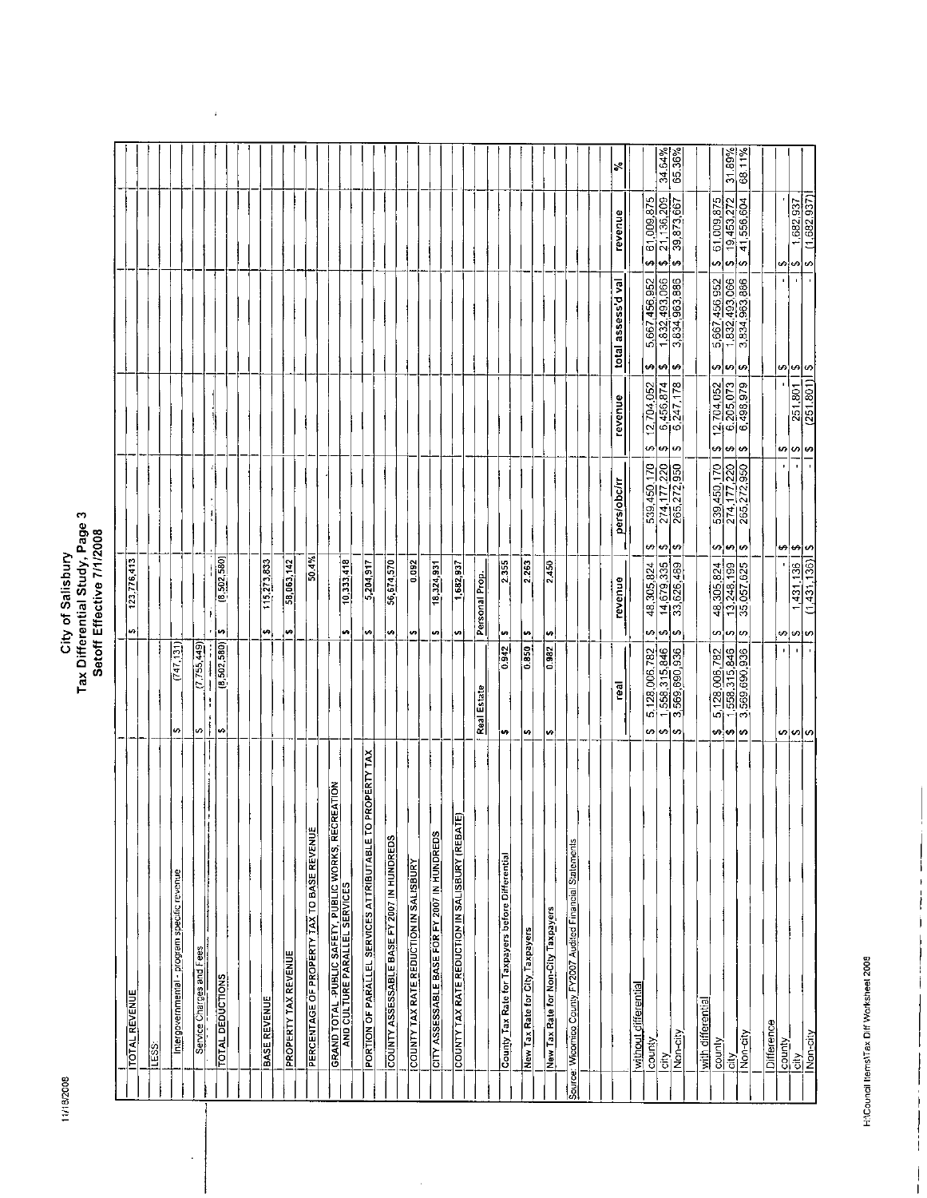# City of Salisbury
## Tax Differential Study, Page 3
## Setoff Effective 7/1/2008

| | | |
|---|---|---|
| TOTAL REVENUE | | $ 123,776,413 |
| LESS: | | |
| Intergovernmental - program specific revenue | $ (747,131) | |
| Service Charges and Fees | $ (7,755,449) | |
| TOTAL DEDUCTIONS | $ (8,502,580) | $ (8,502,580) |
| BASE REVENUE | | $ 115,273,833 |
| PROPERTY TAX REVENUE | | $ 58,063,142 |
| PERCENTAGE OF PROPERTY TAX TO BASE REVENUE | | 50.4% |
| GRAND TOTAL, PUBLIC SAFETY, PUBLIC WORKS, RECREATION AND CULTURE PARALLEL SERVICES | | $ 10,333,418 |
| PORTION OF PARALLEL SERVICES ATTRIBUTABLE TO PROPERTY TAX | | $ 5,204,917 |
| COUNTY ASSESSABLE BASE FY 2007 IN HUNDREDS | | $ 56,674,570 |
| COUNTY TAX RATE REDUCTION IN SALISBURY | | $ 0.092 |
| CITY ASSESSABLE BASE FOR FY 2007 IN HUNDREDS | | $ 18,324,931 |
| COUNTY TAX RATE REDUCTION IN SALISBURY (REBATE) | | $ 1,682,937 |

| | Real Estate | Personal Prop. |
|---|---|---|
| County Tax Rate for Taxpayers before Differential | $ 0.942 | $ 2.355 |
| New Tax Rate for City Taxpayers | $ 0.850 | $ 2.263 |
| New Tax Rate for Non-City Taxpayers | $ 0.982 | $ 2.450 |

Source: Wicomico County FY2007 Audited Financial Statements

| | real | revenue | pers/obc/rr | revenue | total assess'd val | revenue | % |
|---|---|---|---|---|---|---|---|
| without differential | | | | | | | |
| county | $ 5,128,006,782 | $ 48,305,824 | $ 539,450,170 | $ 12,704,052 | $ 5,667,456,952 | $ 61,009,876 | |
| city | $ 1,558,315,846 | $ 14,679,335 | $ 274,177,220 | $ 6,456,874 | $ 1,832,493,066 | $ 21,136,209 | 34.64% |
| Non-city | $ 3,569,690,936 | $ 33,626,489 | $ 265,272,950 | $ 6,247,178 | $ 3,834,963,886 | $ 39,873,667 | 65.36% |
| with differential | | | | | | | |
| county | $ 5,128,006,782 | $ 48,305,824 | $ 539,450,170 | $ 12,704,052 | $ 5,667,456,952 | $ 61,009,876 | |
| city | $ 1,558,315,846 | $ 13,248,199 | $ 274,177,220 | $ 6,205,073 | $ 1,832,493,066 | $ 19,453,272 | 31.89% |
| Non-city | $ 3,569,690,936 | $ 35,057,625 | $ 265,272,950 | $ 6,498,979 | $ 3,834,963,886 | $ 41,556,604 | 68.11% |
| Difference | | | | | | | |
| county | $ - | $ - | $ - | $ - | $ - | $ - | |
| city | $ - | $ 1,431,136 | $ - | $ 251,801 | $ - | $ 1,682,937 | |
| Non-city | $ - | $ (1,431,136) | $ - | $ (251,801) | $ - | $ (1,682,937) | |

H:\Council Items\Tax Dif Worksheet 2008